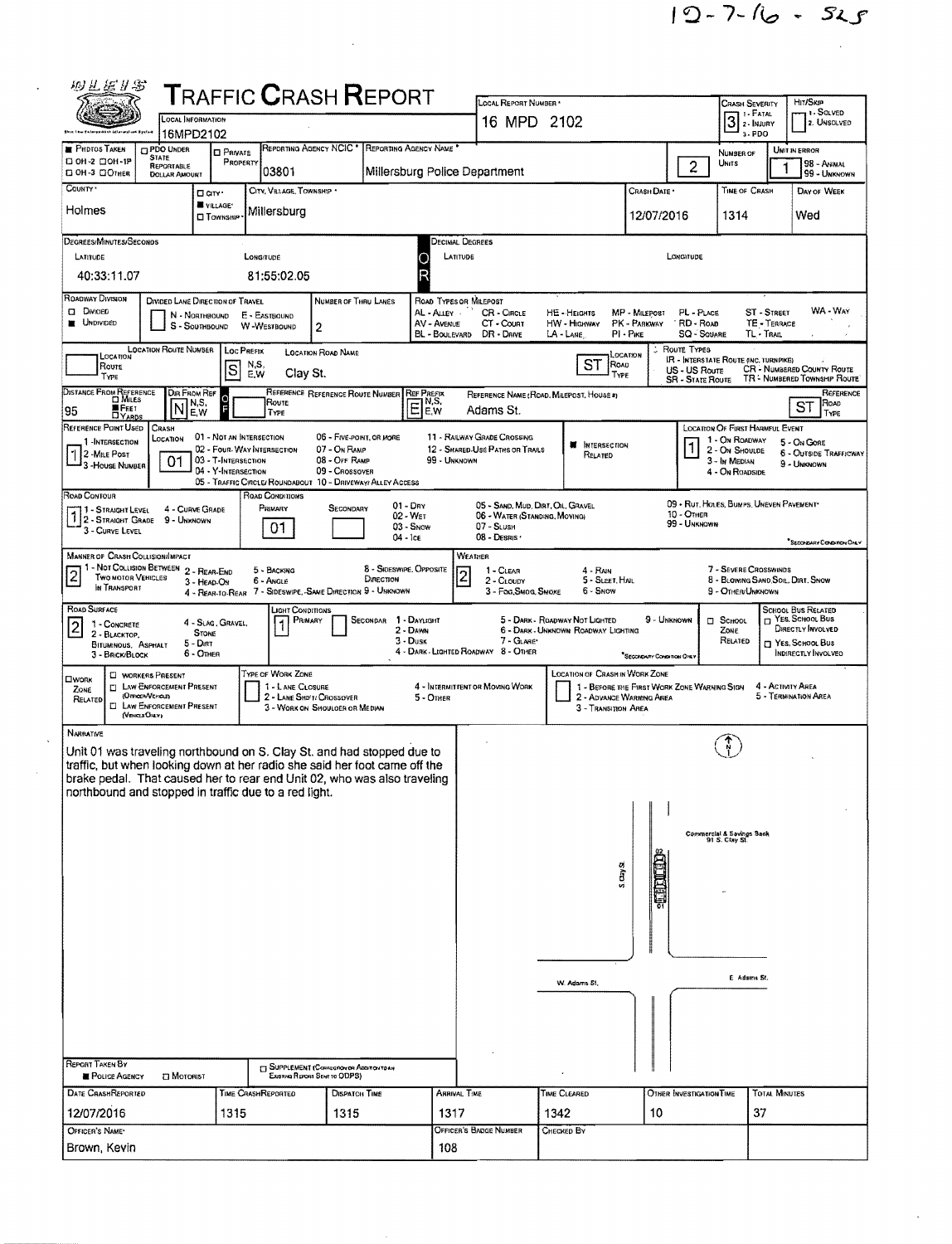12-7-16 - 525

# Traffic Crash Report

| Local Information | Local Report Number | Crash Severity | Hit/Skip |
|---|---|---|---|
| 16MPD2102 | 16 MPD 2102 | 3 (1 - Fatal, 2 - Injury, 3 - PDO) | 1 - Solved, 2 - Unsolved |

| Photos Taken | PDO Under State Reportable Dollar Amount | Private Property | Reporting Agency NCIC | Reporting Agency Name | Number of Units | Unit in Error |
|---|---|---|---|---|---|---|
| ■ | | | 03801 | Millersburg Police Department | 2 | 1 (98 - Animal, 99 - Unknown) |

| County | City/Village/Township | Crash Date | Time of Crash | Day of Week |
|---|---|---|---|---|
| Holmes | ■ Village: Millersburg | 12/07/2016 | 1314 | Wed |

**Degrees/Minutes/Seconds**
Latitude: 40:33:11.07 Longitude: 81:55:02.05

**Roadway Division:** ■ Undivided
**Number of Thru Lanes:** 2

**Location:** Loc Prefix: S — Location Road Name: Clay St. — Location Road Type: ST

**Distance From Reference:** 95 ■ Feet — Dir From Ref: N — Ref Prefix: E — Reference Name: Adams St. — Reference Road Type: ST

**Reference Point Used:** 1 (1 - Intersection, 2 - Mile Post, 3 - House Number)
**Crash Location:** 01 - Not an Intersection
**Location of First Harmful Event:** 1 - On Roadway

**Road Contour:** 1 - Straight Level
**Road Conditions:** Primary: 01 - Dry

**Manner of Crash Collision/Impact:** 2 - Rear-End
**Weather:** 2 - Cloudy

**Road Surface:** 2 - Blacktop, Bituminous, Asphalt
**Light Conditions:** Primary: 1 - Daylight

## Narrative

Unit 01 was traveling northbound on S. Clay St. and had stopped due to traffic, but when looking down at her radio she said her foot came off the brake pedal. That caused her to rear end Unit 02, who was also traveling northbound and stopped in traffic due to a red light.

Diagram labels: N; S. Clay St.; Commercial & Savings Bank 91 S. Clay St.; 02; 01; W. Adams St.; E. Adams St.

**Report Taken By:** ■ Police Agency

| Date Crash Reported | Time Crash Reported | Dispatch Time | Arrival Time | Time Cleared | Other Investigation Time | Total Minutes |
|---|---|---|---|---|---|---|
| 12/07/2016 | 1315 | 1315 | 1317 | 1342 | 10 | 37 |

| Officer's Name | Officer's Badge Number | Checked By |
|---|---|---|
| Brown, Kevin | 108 | |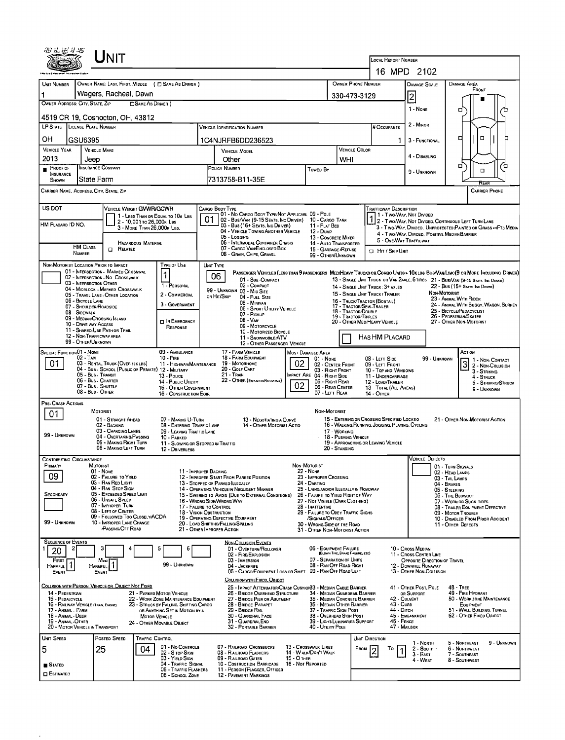# UNIT

LOCAL REPORT NUMBER: 16 MPD 2102

| UNIT NUMBER | OWNER NAME: LAST, FIRST, MIDDLE (☐ SAME AS DRIVER) | OWNER PHONE NUMBER | DAMAGE SCALE | DAMAGE AREA |
|---|---|---|---|---|
| 1 | Wagers, Racheal, Dawn | 330-473-3129 | 2 | FRONT |

OWNER ADDRESS: CITY, STATE, ZIP (☐ SAME AS DRIVER): 4519 CR 19, Coshocton, OH, 43812

DAMAGE SCALE: 1 - NONE; 2 - MINOR; 3 - FUNCTIONAL; 4 - DISABLING; 9 - UNKNOWN

| LP STATE | LICENSE PLATE NUMBER | VEHICLE IDENTIFICATION NUMBER | # OCCUPANTS |
|---|---|---|---|
| OH | GSU6395 | 1C4NJRFB6DD236523 | 1 |

| VEHICLE YEAR | VEHICLE MAKE | VEHICLE MODEL | VEHICLE COLOR |
|---|---|---|---|
| 2013 | Jeep | Other | WHI |

| PROOF OF INSURANCE SHOWN | INSURANCE COMPANY | POLICY NUMBER | TOWED BY |
|---|---|---|---|
| ■ | State Farm | 7313758-B11-35E | |

CARRIER NAME, ADDRESS, CITY, STATE, ZIP | CARRIER PHONE

US DOT | HM PLACARD ID NO. | HM CLASS NUMBER | ☐ RELATED (HAZARDOUS MATERIAL)

VEHICLE WEIGHT GVWR/GCWR: 1 - LESS THAN OR EQUAL TO 10K LBS; 2 - 10,001 TO 26,000K LBS; 3 - MORE THAN 26,000K LBS.

CARGO BODY TYPE: **01**
01 - NO CARGO BODY TYPE/NOT APPLICABLE; 02 - BUS/VAN (9-15 SEATS, INC DRIVER); 03 - BUS (16+ SEATS, INC DRIVER); 04 - VEHICLE TOWING ANOTHER VEHICLE; 05 - LOGGING; 06 - INTERMODAL CONTAINER CHASIS; 07 - CARGO VAN/ENCLOSED BOX; 08 - GRAIN, CHIPS, GRAVEL; 09 - POLE; 10 - CARGO TANK; 11 - FLAT BED; 12 - DUMP; 13 - CONCRETE MIXER; 14 - AUTO TRANSPORTER; 15 - GARBAGE/REFUSE; 99 - OTHER/UNKNOWN

TRAFFICWAY DESCRIPTION: **1**
1 - TWO-WAY, NOT DIVIDED; 2 - TWO-WAY, NOT DIVIDED, CONTINUOUS LEFT TURN LANE; 3 - TWO-WAY, DIVIDED, UNPROTECTED(PAINTED OR GRASS >4FT.) MEDIA; 4 - TWO-WAY, DIVIDED, POSITIVE MEDIAN BARRIER; 5 - ONE-WAY TRAFFICWAY; ☐ HIT / SKIP UNIT

NON-MOTORIST LOCATION PRIOR TO IMPACT: 01 - INTERSECTION - MARKED CROSSWAL; 02 - INTERSECTION - NO CROSSWALK; 03 - INTERSECTION OTHER; 04 - MIDBLOCK - MARKED CROSSWALK; 05 - TRAVEL LANE - OTHER LOCATION; 06 - BICYCLE LANE; 07 - SHOULDER/ROADSIDE; 08 - SIDEWALK; 09 - MEDIAN/CROSSING ISLAND; 10 - DRIVE WAY ACCESS; 11 - SHARED-USE PATH OR TRAIL; 12 - NON-TRAFFICWAY AREA; 99 - OTHER/UNKNOWN

TYPE OF USE: **1**
1 - PERSONAL; 2 - COMMERCIAL; 3 - GOVERNMENT; ☐ IN EMERGENCY RESPONSE

UNIT TYPE: **06**
PASSENGER VEHICLES (LESS THAN 9 PASSENGERS): 01 - SUB-COMPACT; 02 - COMPACT; 99 - UNKNOWN 03 - MID SIZE OR HIT/SKIP; 04 - FULL SIZE; 05 - MINIVAN; 06 - SPORT UTILITY VEHICLE; 07 - PICKUP; 08 - VAN; 09 - MOTORCYCLE; 10 - MOTORIZED BICYCLE; 11 - SNOWMOBILE/ATV; 12 - OTHER PASSENGER VEHICLE
MED/HEAVY TRUCKS OR COMBO UNITS > 10K LBS: 13 - SINGLE UNIT TRUCK OR VAN 2AXLE, 6 TIRES; 14 - SINGLE UNIT TRUCK: 3+ AXLES; 15 - SINGLE UNIT TRUCK / TRAILER; 16 - TRUCK/TRACTOR (BOBTAIL); 17 - TRACTOR/SEMI-TRAILER; 18 - TRACTOR/DOUBLE; 19 - TRACTOR/TRIPLES; 20 - OTHER MED/HEAVY VEHICLE
BUS/VAN/LIMO (9 OR MORE INCLUDING DRIVER): 21 - BUS/VAN (9-15 SEATS, INC DRIVER); 22 - BUS (16+ SEATS, INC DRIVER)
NON-MOTORIST: 23 - ANIMAL WITH RIDER; 24 - ANIMAL WITH BUGGY, WAGON, SURREY; 25 - BICYCLE/PEDACYCLIST; 26 - PEDESTRIAN/SKATER; 27 - OTHER NON-MOTORIST
☐ HAS HM PLACARD

SPECIAL FUNCTION: **01**
01 - NONE; 02 - TAXI; 03 - RENTAL TRUCK (OVER 10K LBS); 04 - BUS - SCHOOL (PUBLIC OR PRIVATE); 05 - BUS - TRANSIT; 06 - BUS - CHARTER; 07 - BUS - SHUTTLE; 08 - BUS - OTHER; 09 - AMBULANCE; 10 - FIRE; 11 - HIGHWAY/MAINTENANCE; 12 - MILITARY; 13 - POLICE; 14 - PUBLIC UTILITY; 15 - OTHER GOVERNMENT; 16 - CONSTRUCTION EQIP.; 17 - FARM VEHICLE; 18 - FARM EQUIPMENT; 19 - MOTORHOME; 20 - GOLF CART; 21 - TRAIN; 22 - OTHER (EXPLAIN IN NARRATIVE)

MOST DAMAGED AREA: **02**; IMPACT ARE: **02**
01 - NONE; 02 - CENTER FRONT; 03 - RIGHT FRONT; 04 - RIGHT SIDE; 05 - RIGHT REAR; 06 - REAR CENTER; 07 - LEFT REAR; 08 - LEFT SIDE; 09 - LEFT FRONT; 10 - TOP AND WINDOWS; 11 - UNDERCARRIAGE; 12 - LOAD/TRAILER; 13 - TOTAL (ALL AREAS); 14 - OTHER; 99 - UNKNOWN

ACTION: **3**
1 - NON-CONTACT; 2 - NON-COLLISION; 3 - STRIKING; 4 - STRUCK; 5 - STRIKING/STRUCK; 9 - UNKNOWN

PRE-CRASH ACTIONS: **01**
MOTORIST: 01 - STRAIGHT AHEAD; 02 - BACKING; 03 - CHANGING LANES; 04 - OVERTAKING/PASSING; 05 - MAKING RIGHT TURN; 06 - MAKING LEFT TURN; 07 - MAKING U-TURN; 08 - ENTERING TRAFFIC LANE; 09 - LEAVING TRAFFIC LANE; 10 - PARKED; 11 - SLOWING OR STOPPED IN TRAFFIC; 12 - DRIVERLESS; 13 - NEGOTIATING A CURVE; 14 - OTHER MOTORIST ACTIO; 99 - UNKNOWN
NON-MOTORIST: 15 - ENTERING OR CROSSING SPECIFIED LOCATIO; 16 - WALKING, RUNNING, JOGGING, PLAYING, CYCLING; 17 - WORKING; 18 - PUSHING VEHICLE; 19 - APPROACHING OR LEAVING VEHICLE; 20 - STANDING; 21 - OTHER NON-MOTORIST ACTION

CONTRIBUTING CIRCUMSTANCE: PRIMARY **09**; SECONDARY (blank)
MOTORIST: 01 - NONE; 02 - FAILURE TO YIELD; 03 - RAN RED LIGHT; 04 - RAN STOP SIGN; 05 - EXCEEDED SPEED LIMIT; 06 - UNSAFE SPEED; 07 - IMPROPER TURN; 08 - LEFT OF CENTER; 09 - FOLLOWED TOO CLOSELY/ACDA; 10 - IMPROPER LANE CHANGE /PASSING/OFF ROAD; 11 - IMPROPER BACKING; 12 - IMPROPER START FROM PARKED POSITION; 13 - STOPPED OR PARKED ILLEGALLY; 14 - OPERATING VEHICLE IN NEGLIGENT MANNER; 15 - SWERING TO AVOID (DUE TO EXTERNAL CONDITIONS); 16 - WRONG SIDE/WRONG WAY; 17 - FALURE TO CONTROL; 18 - VISION OBSTRUCTION; 19 - OPERATING DEFECTIVE EQUIPMENT; 20 - LOAD SHIFTING/FALLING/SPILLING; 21 - OTHER IMPROPER ACTION; 99 - UNKNOWN
NON-MOTORIST: 22 - NONE; 23 - IMPROPER CROSSING; 24 - DARTING; 25 - LYING AND/OR ILLEGALLY IN ROADWAY; 26 - FALURE TO YIELD RIGHT OF WAY; 27 - NOT VISIBLE (DARK CLOTHING); 28 - INATTENTIVE; 29 - FAILURE TO OBEY TRAFFIC SIGNS /SIGNALS/OFFICER; 30 - WRONG SIDE OF THE ROAD; 31 - OTHER NON-MOTORIST ACTION

VEHICLE DEFECTS: 01 - TURN SIGNALS; 02 - HEAD LAMPS; 03 - TAIL LAMPS; 04 - BRAKES; 05 - STEERING; 06 - TIRE BLOWOUT; 07 - WORN OR SLICK TIRES; 08 - TRAILER EQUIPMENT DEFECTIVE; 09 - MOTOR TROUBLE; 10 - DISABLED FROM PRIOR ACCIDENT; 11 - OTHER DEFECTS

SEQUENCE OF EVENTS: 1: **20**; 2; 3; 4; 5; 6
FIRST HARMFUL EVENT: **1**; MOST HARMFUL EVENT: **1**; 99 - UNKNOWN

NON-COLLISION EVENTS: 01 - OVERTURN/ROLLOVER; 02 - FIRE/EXPLOSION; 03 - IMMERSION; 04 - JACKKNIFE; 05 - CARGO/EQUIPMENT LOSS OR SHIFT; 06 - EQUIPMENT FAILURE (BLOWN TIRE, BRAKE FAILURE, ETC); 07 - SEPARATION OF UNITS; 08 - RAN OFF ROAD RIGHT; 09 - RAN OFF ROAD LEFT; 10 - CROSS MEDIAN; 11 - CROSS CENTER LINE OPPOSITE DIRECTION OF TRAVEL; 12 - DOWNHILL RUNAWAY; 13 - OTHER NON-COLLISION

COLLISION WITH PERSON, VEHICLE OR OBJECT NOT FIXED: 14 - PEDESTRIAN; 15 - PEDALCYCLE; 16 - RAILWAY VEHICLE (TRAIN, ENGINE); 17 - ANIMAL - FARM; 18 - ANIMAL - DEER; 19 - ANIMAL - OTHER; 20 - MOTOR VEHICLE IN TRANSPORT; 21 - PARKED MOTOR VEHICLE; 22 - WORK ZONE MAINTENANCE EQUIPMENT; 23 - STRUCK BY FALLING, SHIFTING CARGO OR ANYTHING SET IN MOTION BY A MOTOR VEHICLE; 24 - OTHER MOVABLE OBJECT

COLLISION WITH FIXED, OBJECT: 25 - IMPACT ATTENUATOR/CRASH CUSHION; 26 - BRIDGE OVERHEAD STRUCTURE; 27 - BRIDGE PIER OR ABUTMENT; 28 - BRIDGE PARAPET; 29 - BRIDGE RAIL; 30 - GUARDRAIL FACE; 31 - GUARDRAIL END; 32 - PORTABLE BARRIER; 33 - MEDIAN CABLE BARRIER; 34 - MEDIAN GUARDRAIL BARRIER; 35 - MEDIAN CONCRETE BARRIER; 36 - MEDIAN OTHER BARRIER; 37 - TRAFFIC SIGN POST; 38 - OVERHEAD SIGN POST; 39 - LIGHT/LUMINARIES SUPPORT; 40 - UTILITY POLE; 41 - OTHER POST, POLE OR SUPPORT; 42 - CULVERT; 43 - CURB; 44 - DITCH; 45 - EMBANKMENT; 46 - FENCE; 47 - MAILBOX; 48 - TREE; 49 - FIRE HYDRANT; 50 - WORK ZONE MAINTENANCE EQUIPMENT; 51 - WALL, BUILDING, TUNNEL; 52 - OTHER FIXED OBJECT

| UNIT SPEED | POSTED SPEED | TRAFFIC CONTROL | UNIT DIRECTION |
|---|---|---|---|
| 5 | 25 | 04 | FROM 2 TO 1 |

■ STATED; ☐ ESTIMATED

TRAFFIC CONTROL: 01 - NO CONTROLS; 02 - STOP SIGN; 03 - YIELD SIGN; 04 - TRAFFIC SIGNAL; 05 - TRAFFIC FLASHERS; 06 - SCHOOL ZONE; 07 - RAILROAD CROSSBUCKS; 08 - RAILROAD FLASHERS; 09 - RAILROAD GATES; 10 - COSTRUCTION BARRICADE; 11 - PERSON (FLAGGER, OFFICER); 12 - PAVEMENT MARKINGS; 13 - CROSSWALK LINES; 14 - WALK/DON'T WALK; 15 - OTHER; 16 - NOT REPORTED

UNIT DIRECTION: 1 - NORTH; 2 - SOUTH; 3 - EAST; 4 - WEST; 5 - NORTHEAST; 6 - NORTHWEST; 7 - SOUTHEAST; 8 - SOUTHWEST; 9 - UNKNOWN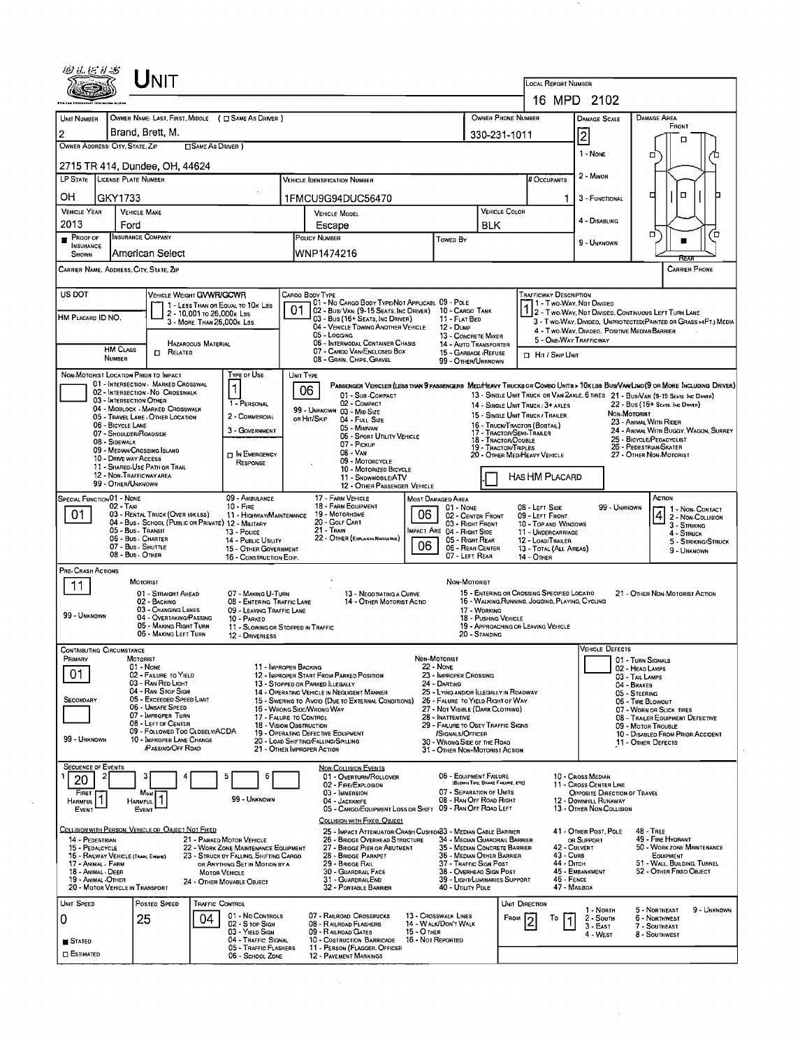# UNIT

**LOCAL REPORT NUMBER:** 16 MPD 2102

| UNIT NUMBER | OWNER NAME: LAST, FIRST, MIDDLE (☐ SAME AS DRIVER) | OWNER PHONE NUMBER | DAMAGE SCALE | DAMAGE AREA |
|---|---|---|---|---|
| 2 | Brand, Brett, M. | 330-231-1011 | 2 | |

**OWNER ADDRESS: CITY, STATE, ZIP** (☐ SAME AS DRIVER): 2715 TR 414, Dundee, OH, 44624

DAMAGE SCALE: 1 - NONE; 2 - MINOR; 3 - FUNCTIONAL; 4 - DISABLING; 9 - UNKNOWN

| LP STATE | LICENSE PLATE NUMBER | VEHICLE IDENTIFICATION NUMBER | # OCCUPANTS |
|---|---|---|---|
| OH | GKY1733 | 1FMCU9G94DUC56470 | 1 |

| VEHICLE YEAR | VEHICLE MAKE | VEHICLE MODEL | VEHICLE COLOR |
|---|---|---|---|
| 2013 | Ford | Escape | BLK |

| PROOF OF INSURANCE SHOWN | INSURANCE COMPANY | POLICY NUMBER | TOWED BY |
|---|---|---|---|
| ■ | American Select | WNP1474216 | |

CARRIER NAME, ADDRESS, CITY, STATE, ZIP — CARRIER PHONE

**US DOT** — **VEHICLE WEIGHT GVWR/GCWR:** 1 - LESS THAN OR EQUAL TO 10K LBS; 2 - 10,001 TO 26,000K LBS; 3 - MORE THAN 26,000K LBS.

HM PLACARD ID NO. — HM CLASS NUMBER — ☐ RELATED — HAZARDOUS MATERIAL

**CARGO BODY TYPE:** 01 — 01 - NO CARGO BODY TYPE/NOT APPLICABLE; 02 - BUS/VAN (9-15 SEATS, INC DRIVER); 03 - BUS (16+ SEATS, INC DRIVER); 04 - VEHICLE TOWING ANOTHER VEHICLE; 05 - LOGGING; 06 - INTERMODAL CONTAINER CHASIS; 07 - CARGO VAN/ENCLOSED BOX; 08 - GRAIN, CHIPS, GRAVEL; 09 - POLE; 10 - CARGO TANK; 11 - FLAT BED; 12 - DUMP; 13 - CONCRETE MIXER; 14 - AUTO TRANSPORTER; 15 - GARBAGE/REFUSE; 99 - OTHER/UNKNOWN

**TRAFFICWAY DESCRIPTION:** 1 — 1 - TWO-WAY, NOT DIVIDED; 2 - TWO-WAY, NOT DIVIDED, CONTINUOUS LEFT TURN LANE; 3 - TWO-WAY, DIVIDED, UNPROTECTED(PAINTED OR GRASS >4FT.) MEDIA; 4 - TWO-WAY, DIVIDED, POSITIVE MEDIAN BARRIER; 5 - ONE-WAY TRAFFICWAY; ☐ HIT / SKIP UNIT

**NON-MOTORIST LOCATION PRIOR TO IMPACT:** 01 - INTERSECTION - MARKED CROSSWAL; 02 - INTERSECTION - NO CROSSWALK; 03 - INTERSECTION OTHER; 04 - MIDBLOCK - MARKED CROSSWALK; 05 - TRAVEL LANE - OTHER LOCATION; 06 - BICYCLE LANE; 07 - SHOULDER/ROADSIDE; 08 - SIDEWALK; 09 - MEDIAN/CROSSING ISLAND; 10 - DRIVE WAY ACCESS; 11 - SHARED-USE PATH OR TRAIL; 12 - NON-TRAFFICWAY AREA; 99 - OTHER/UNKNOWN

**TYPE OF USE:** 1 — 1 - PERSONAL; 2 - COMMERCIAL; 3 - GOVERNMENT; ☐ IN EMERGENCY RESPONSE

**UNIT TYPE:** 06 — PASSENGER VEHICLES (LESS THAN 9 PASSENGERS): 01 - SUB-COMPACT; 02 - COMPACT; 99 - UNKNOWN 03 - MID SIZE OR HIT/SKIP; 04 - FULL SIZE; 05 - MINIVAN; 06 - SPORT UTILITY VEHICLE; 07 - PICKUP; 08 - VAN; 09 - MOTORCYCLE; 10 - MOTORIZED BICYCLE; 11 - SNOWMOBILE/ATV; 12 - OTHER PASSENGER VEHICLE. MED/HEAVY TRUCKS OR COMBO UNITS > 10K LBS: 13 - SINGLE UNIT TRUCK OR VAN 2AXLE, 6 TIRES; 14 - SINGLE UNIT TRUCK: 3+ AXLES; 15 - SINGLE UNIT TRUCK / TRAILER; 16 - TRUCK/TRACTOR (BOBTAIL); 17 - TRACTOR/SEMI-TRAILER; 18 - TRACTOR/DOUBLE; 19 - TRACTOR/TRIPLES; 20 - OTHER MED/HEAVY VEHICLE. BUS/VAN/LIMO (9 OR MORE INCLUDING DRIVER): 21 - BUS/VAN (9-15 SEATS, INC DRIVER); 22 - BUS (16+ SEATS, INC DRIVER). NON-MOTORIST: 23 - ANIMAL WITH RIDER; 24 - ANIMAL WITH BUGGY, WAGON, SURREY; 25 - BICYCLE/PEDACYCLIST; 26 - PEDESTRIAN/SKATER; 27 - OTHER NON-MOTORIST. ☐ HAS HM PLACARD

**SPECIAL FUNCTION:** 01 — 01 - NONE; 02 - TAXI; 03 - RENTAL TRUCK (OVER 10K LBS); 04 - BUS - SCHOOL (PUBLIC OR PRIVATE); 05 - BUS - TRANSIT; 06 - BUS - CHARTER; 07 - BUS - SHUTTLE; 08 - BUS - OTHER; 09 - AMBULANCE; 10 - FIRE; 11 - HIGHWAY/MAINTENANCE; 12 - MILITARY; 13 - POLICE; 14 - PUBLIC UTILITY; 15 - OTHER GOVERNMENT; 16 - CONSTRUCTION EQIP.; 17 - FARM VEHICLE; 18 - FARM EQUIPMENT; 19 - MOTORHOME; 20 - GOLF CART; 21 - TRAIN; 22 - OTHER (EXPLAIN IN NARRATIVE)

**MOST DAMAGED AREA:** 06 — **IMPACT ARE:** 06 — 01 - NONE; 02 - CENTER FRONT; 03 - RIGHT FRONT; 04 - RIGHT SIDE; 05 - RIGHT REAR; 06 - REAR CENTER; 07 - LEFT REAR; 08 - LEFT SIDE; 09 - LEFT FRONT; 10 - TOP AND WINDOWS; 11 - UNDERCARRIAGE; 12 - LOAD/TRAILER; 13 - TOTAL (ALL AREAS); 14 - OTHER; 99 - UNKNOWN

**ACTION:** 4 — 1 - NON-CONTACT; 2 - NON-COLLISION; 3 - STRIKING; 4 - STRUCK; 5 - STRIKING/STRUCK; 9 - UNKNOWN

**PRE-CRASH ACTIONS:** 11 — MOTORIST: 01 - STRAIGHT AHEAD; 02 - BACKING; 03 - CHANGING LANES; 04 - OVERTAKING/PASSING; 05 - MAKING RIGHT TURN; 06 - MAKING LEFT TURN; 07 - MAKING U-TURN; 08 - ENTERING TRAFFIC LANE; 09 - LEAVING TRAFFIC LANE; 10 - PARKED; 11 - SLOWING OR STOPPED IN TRAFFIC; 12 - DRIVERLESS; 13 - NEGOTIATING A CURVE; 14 - OTHER MOTORIST ACTIO. NON-MOTORIST: 15 - ENTERING OR CROSSING SPECIFIED LOCATIO; 16 - WALKING,RUNNING, JOGGING, PLAYING, CYCLING; 17 - WORKING; 18 - PUSHING VEHICLE; 19 - APPROACHING OR LEAVING VEHICLE; 20 - STANDING; 21 - OTHER NON-MOTORIST ACTION. 99 - UNKNOWN

**CONTRIBUTING CIRCUMSTANCE:** PRIMARY: 01; SECONDARY: (blank) — MOTORIST: 01 - NONE; 02 - FAILURE TO YIELD; 03 - RAN RED LIGHT; 04 - RAN STOP SIGN; 05 - EXCEEDED SPEED LIMIT; 06 - UNSAFE SPEED; 07 - IMPROPER TURN; 08 - LEFT OF CENTER; 09 - FOLLOWED TOO CLOSELY/ACDA; 10 - IMPROPER LANE CHANGE /PASSING/OFF ROAD; 11 - IMPROPER BACKING; 12 - IMPROPER START FROM PARKED POSITION; 13 - STOPPED OR PARKED ILLEGALLY; 14 - OPERATING VEHICLE IN NEGLIGENT MANNER; 15 - SWERING TO AVOID (DUE TO EXTERNAL CONDITIONS); 16 - WRONG SIDE/WRONG WAY; 17 - FAILURE TO CONTROL; 18 - VISION OBSTRUCTION; 19 - OPERATING DEFECTIVE EQUIPMENT; 20 - LOAD SHIFTING/FALLING/SPILLING; 21 - OTHER IMPROPER ACTION. NON-MOTORIST: 22 - NONE; 23 - IMPROPER CROSSING; 24 - DARTING; 25 - LYING AND/OR ILLEGALLY IN ROADWAY; 26 - FALURE TO YIELD RIGHT OF WAY; 27 - NOT VISIBLE (DARK CLOTHING); 28 - INATTENTIVE; 29 - FAILURE TO OBEY TRAFFIC SIGNS /SIGNALS/OFFICER; 30 - WRONG SIDE OF THE ROAD; 31 - OTHER NON-MOTORIST ACTION. 99 - UNKNOWN

**VEHICLE DEFECTS:** 01 - TURN SIGNALS; 02 - HEAD LAMPS; 03 - TAIL LAMPS; 04 - BRAKES; 05 - STEERING; 06 - TIRE BLOWOUT; 07 - WORN OR SLICK TIRES; 08 - TRAILER EQUIPMENT DEFECTIVE; 09 - MOTOR TROUBLE; 10 - DISABLED FROM PRIOR ACCIDENT; 11 - OTHER DEFECTS

**SEQUENCE OF EVENTS:** 1: 20; 2: ; 3: ; 4: ; 5: ; 6: — FIRST HARMFUL EVENT: 1; MOST HARMFUL EVENT: 1; 99 - UNKNOWN

NON-COLLISION EVENTS: 01 - OVERTURN/ROLLOVER; 02 - FIRE/EXPLOSION; 03 - IMMERSION; 04 - JACKKNIFE; 05 - CARGO/EQUIPMENT LOSS OR SHIFT; 06 - EQUIPMENT FAILURE (BLOWN TIRE, BRAKE FAILURE, ETC); 07 - SEPARATION OF UNITS; 08 - RAN OFF ROAD RIGHT; 09 - RAN OFF ROAD LEFT; 10 - CROSS MEDIAN; 11 - CROSS CENTER LINE OPPOSITE DIRECTION OF TRAVEL; 12 - DOWNHILL RUNAWAY; 13 - OTHER NON-COLLISION

COLLISION WITH PERSON, VEHICLE OR OBJECT NOT FIXED: 14 - PEDESTRIAN; 15 - PEDALCYCLE; 16 - RAILWAY VEHICLE (TRAIN, ENGINE); 17 - ANIMAL - FARM; 18 - ANIMAL - DEER; 19 - ANIMAL - OTHER; 20 - MOTOR VEHICLE IN TRANSPORT; 21 - PARKED MOTOR VEHICLE; 22 - WORK ZONE MAINTENANCE EQUIPMENT; 23 - STRUCK BY FALLING, SHIFTING CARGO OR ANYTHING SET IN MOTION BY A MOTOR VEHICLE; 24 - OTHER MOVABLE OBJECT

COLLISION WITH FIXED, OBJECT: 25 - IMPACT ATTENUATOR/CRASH CUSHION; 26 - BRIDGE OVERHEAD STRUCTURE; 27 - BRIDGE PIER OR ABUTMENT; 28 - BRIDGE PARAPET; 29 - BRIDGE RAIL; 30 - GUARDRAIL FACE; 31 - GUARDRAILEND; 32 - PORTABLE BARRIER; 33 - MEDIAN CABLE BARRIER; 34 - MEDIAN GUARDRAIL BARRIER; 35 - MEDIAN CONCRETE BARRIER; 36 - MEDIAN OTHER BARRIER; 37 - TRAFFIC SIGN POST; 38 - OVERHEAD SIGN POST; 39 - LIGHT/LUMINARIES SUPPORT; 40 - UTILITY POLE; 41 - OTHER POST, POLE OR SUPPORT; 42 - CULVERT; 43 - CURB; 44 - DITCH; 45 - EMBANKMENT; 46 - FENCE; 47 - MAILBOX; 48 - TREE; 49 - FIRE HYDRANT; 50 - WORK ZONE MAINTENANCE EQUIPMENT; 51 - WALL, BUILDING, TUNNEL; 52 - OTHER FIXED OBJECT

| UNIT SPEED | POSTED SPEED | TRAFFIC CONTROL | UNIT DIRECTION |
|---|---|---|---|
| 0 | 25 | 04 | FROM 2 TO 1 |

■ STATED; ☐ ESTIMATED

TRAFFIC CONTROL: 01 - NO CONTROLS; 02 - STOP SIGN; 03 - YIELD SIGN; 04 - TRAFFIC SIGNAL; 05 - TRAFFIC FLASHERS; 06 - SCHOOL ZONE; 07 - RAILROAD CROSSBUCKS; 08 - RAILROAD FLASHERS; 09 - RAILROAD GATES; 10 - COSTRUCTION BARRICADE; 11 - PERSON (FLAGGER, OFFICER); 12 - PAVEMENT MARKINGS; 13 - CROSSWALK LINES; 14 - WALK/DON'T WALK; 15 - OTHER; 16 - NOT REPORTED

UNIT DIRECTION: 1 - NORTH; 2 - SOUTH; 3 - EAST; 4 - WEST; 5 - NORTHEAST; 6 - NORTHWEST; 7 - SOUTHEAST; 8 - SOUTHWEST; 9 - UNKNOWN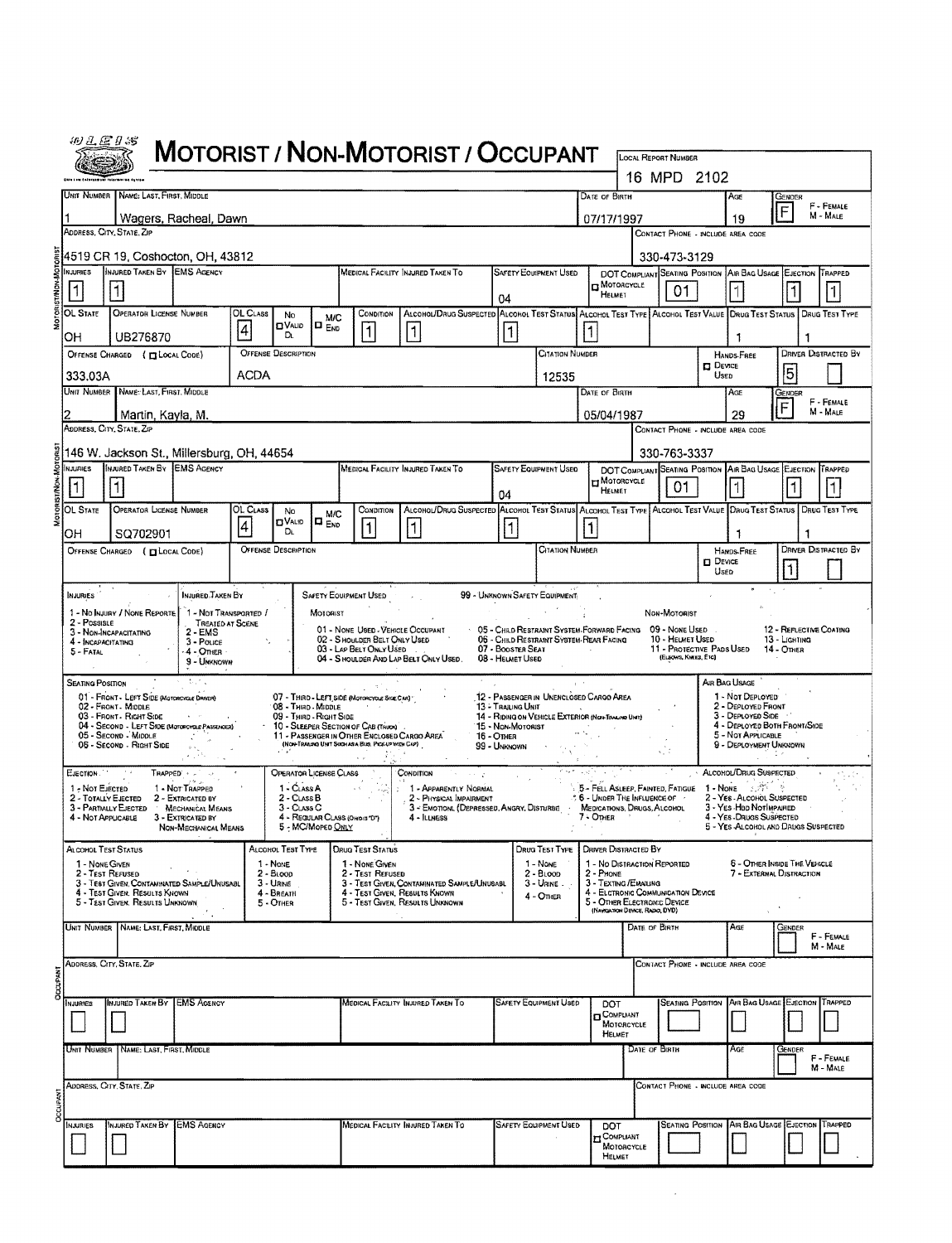# MOTORIST / NON-MOTORIST / OCCUPANT

OLEIS

Local Report Number: 16 MPD 2102

## Motorist/Non-Motorist

| | |
|---|---|
| Unit Number | 1 |
| Name: Last, First, Middle | Wagers, Racheal, Dawn |
| Date of Birth | 07/17/1997 |
| Age | 19 |
| Gender (F - Female, M - Male) | F |
| Address, City, State, Zip | 4519 CR 19, Coshocton, OH, 43812 |
| Contact Phone - include area code | 330-473-3129 |
| Injuries | 1 |
| Injured Taken By | 1 |
| EMS Agency | |
| Medical Facility Injured Taken To | |
| Safety Equipment Used | 04 |
| DOT Compliant Motorcycle Helmet | ☐ |
| Seating Position | 01 |
| Air Bag Usage | 1 |
| Ejection | 1 |
| Trapped | 1 |
| OL State | OH |
| Operator License Number | UB276870 |
| OL Class | 4 |
| No Valid DL | ☐ |
| M/C End | ☐ |
| Condition | 1 |
| Alcohol/Drug Suspected | 1 |
| Alcohol Test Status | 1 |
| Alcohol Test Type | 1 |
| Alcohol Test Value | |
| Drug Test Status | 1 |
| Drug Test Type | 1 |
| Offense Charged (☐ Local Code) | 333.03A |
| Offense Description | ACDA |
| Citation Number | 12535 |
| Hands-Free ☐ Device Used | |
| Driver Distracted By | 5 |

| | |
|---|---|
| Unit Number | 2 |
| Name: Last, First, Middle | Martin, Kayla, M. |
| Date of Birth | 05/04/1987 |
| Age | 29 |
| Gender (F - Female, M - Male) | F |
| Address, City, State, Zip | 146 W. Jackson St., Millersburg, OH, 44654 |
| Contact Phone - include area code | 330-763-3337 |
| Injuries | 1 |
| Injured Taken By | 1 |
| EMS Agency | |
| Medical Facility Injured Taken To | |
| Safety Equipment Used | 04 |
| DOT Compliant Motorcycle Helmet | ☐ |
| Seating Position | 01 |
| Air Bag Usage | 1 |
| Ejection | 1 |
| Trapped | 1 |
| OL State | OH |
| Operator License Number | SQ702901 |
| OL Class | 4 |
| No Valid DL | ☐ |
| M/C End | ☐ |
| Condition | 1 |
| Alcohol/Drug Suspected | 1 |
| Alcohol Test Status | 1 |
| Alcohol Test Type | 1 |
| Alcohol Test Value | |
| Drug Test Status | 1 |
| Drug Test Type | 1 |
| Offense Charged (☐ Local Code) | |
| Offense Description | |
| Citation Number | |
| Hands-Free ☐ Device Used | |
| Driver Distracted By | 1 |

## Codes

**Injuries:** 1 - No Injury / None Reported; 2 - Possible; 3 - Non-Incapacitating; 4 - Incapacitating; 5 - Fatal

**Injured Taken By:** 1 - Not Transported / Treated at Scene; 2 - EMS; 3 - Police; 4 - Other; 9 - Unknown

**Safety Equipment Used:**
- Motorist: 01 - None Used - Vehicle Occupant; 02 - Shoulder Belt Only Used; 03 - Lap Belt Only Used; 04 - Shoulder and Lap Belt Only Used; 05 - Child Restraint System-Forward Facing; 06 - Child Restraint System-Rear Facing; 07 - Booster Seat; 08 - Helmet Used
- 99 - Unknown Safety Equipment
- Non-Motorist: 09 - None Used; 10 - Helmet Used; 11 - Protective Pads Used (Elbows, Knees, Etc); 12 - Reflective Coating; 13 - Lighting; 14 - Other

**Seating Position:** 01 - Front - Left Side (Motorcycle Driver); 02 - Front - Middle; 03 - Front - Right Side; 04 - Second - Left Side (Motorcycle Passenger); 05 - Second - Middle; 06 - Second - Right Side; 07 - Third - Left Side (Motorcycle Side Car); 08 - Third - Middle; 09 - Third - Right Side; 10 - Sleeper Section of Cab (Truck); 11 - Passenger in Other Enclosed Cargo Area (Non-Trailing Unit Such as a Bus, Pick-up with Cap); 12 - Passenger in Unenclosed Cargo Area; 13 - Trailing Unit; 14 - Riding on Vehicle Exterior (Non-Trailing Unit); 15 - Non-Motorist; 16 - Other; 99 - Unknown

**Air Bag Usage:** 1 - Not Deployed; 2 - Deployed Front; 3 - Deployed Side; 4 - Deployed Both Front/Side; 5 - Not Applicable; 9 - Deployment Unknown

**Ejection:** 1 - Not Ejected; 2 - Totally Ejected; 3 - Partially Ejected; 4 - Not Applicable

**Trapped:** 1 - Not Trapped; 2 - Extricated by Mechanical Means; 3 - Extricated by Non-Mechanical Means

**Operator License Class:** 1 - Class A; 2 - Class B; 3 - Class C; 4 - Regular Class (Ohio is "D"); 5 - MC/Moped Only

**Condition:** 1 - Apparently Normal; 2 - Physical Impairment; 3 - Emotional (Depressed, Angry, Disturbed); 4 - Illness; 5 - Fell Asleep, Fainted, Fatigue; 6 - Under The Influence of Medications, Drugs, Alcohol; 7 - Other

**Alcohol/Drug Suspected:** 1 - None; 2 - Yes - Alcohol Suspected; 3 - Yes - HBD Not Impaired; 4 - Yes - Drugs Suspected; 5 - Yes - Alcohol and Drugs Suspected

**Alcohol Test Status:** 1 - None Given; 2 - Test Refused; 3 - Test Given, Contaminated Sample/Unusable; 4 - Test Given, Results Known; 5 - Test Given, Results Unknown

**Alcohol Test Type:** 1 - None; 2 - Blood; 3 - Urine; 4 - Breath; 5 - Other

**Drug Test Status:** 1 - None Given; 2 - Test Refused; 3 - Test Given, Contaminated Sample/Unusable; 4 - Test Given, Results Known; 5 - Test Given, Results Unknown

**Drug Test Type:** 1 - None; 2 - Blood; 3 - Urine; 4 - Other

**Driver Distracted By:** 1 - No Distraction Reported; 2 - Phone; 3 - Texting / Emailing; 4 - Electronic Communication Device; 5 - Other Electronic Device (Navigation Device, Radio, DVD); 6 - Other Inside The Vehicle; 7 - External Distraction

## Occupant

| | |
|---|---|
| Unit Number | |
| Name: Last, First, Middle | |
| Date of Birth | |
| Age | |
| Gender (F - Female, M - Male) | |
| Address, City, State, Zip | |
| Contact Phone - include area code | |
| Injuries | |
| Injured Taken By | |
| EMS Agency | |
| Medical Facility Injured Taken To | |
| Safety Equipment Used | |
| DOT Compliant Motorcycle Helmet | ☐ |
| Seating Position | |
| Air Bag Usage | |
| Ejection | |
| Trapped | |

| | |
|---|---|
| Unit Number | |
| Name: Last, First, Middle | |
| Date of Birth | |
| Age | |
| Gender (F - Female, M - Male) | |
| Address, City, State, Zip | |
| Contact Phone - include area code | |
| Injuries | |
| Injured Taken By | |
| EMS Agency | |
| Medical Facility Injured Taken To | |
| Safety Equipment Used | |
| DOT Compliant Motorcycle Helmet | ☐ |
| Seating Position | |
| Air Bag Usage | |
| Ejection | |
| Trapped | |